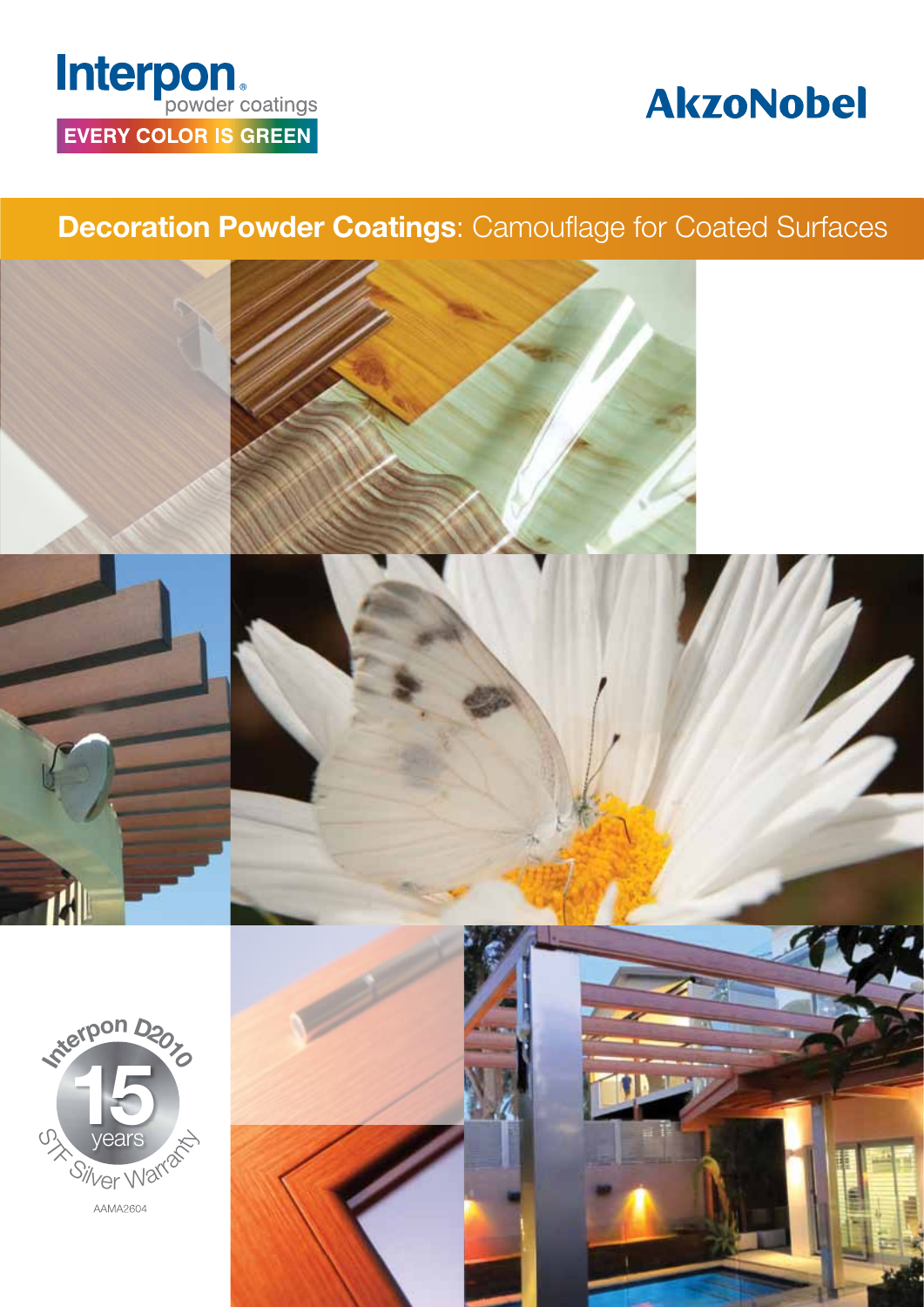Interpon powder coatings

EVERY COLOR IS GREEN

AkzoNobel

# Decoration Powder Coatings: Camouflage for Coated Surfaces

Interpon D2010

15 years

STF Silver Warranty

AAMA2604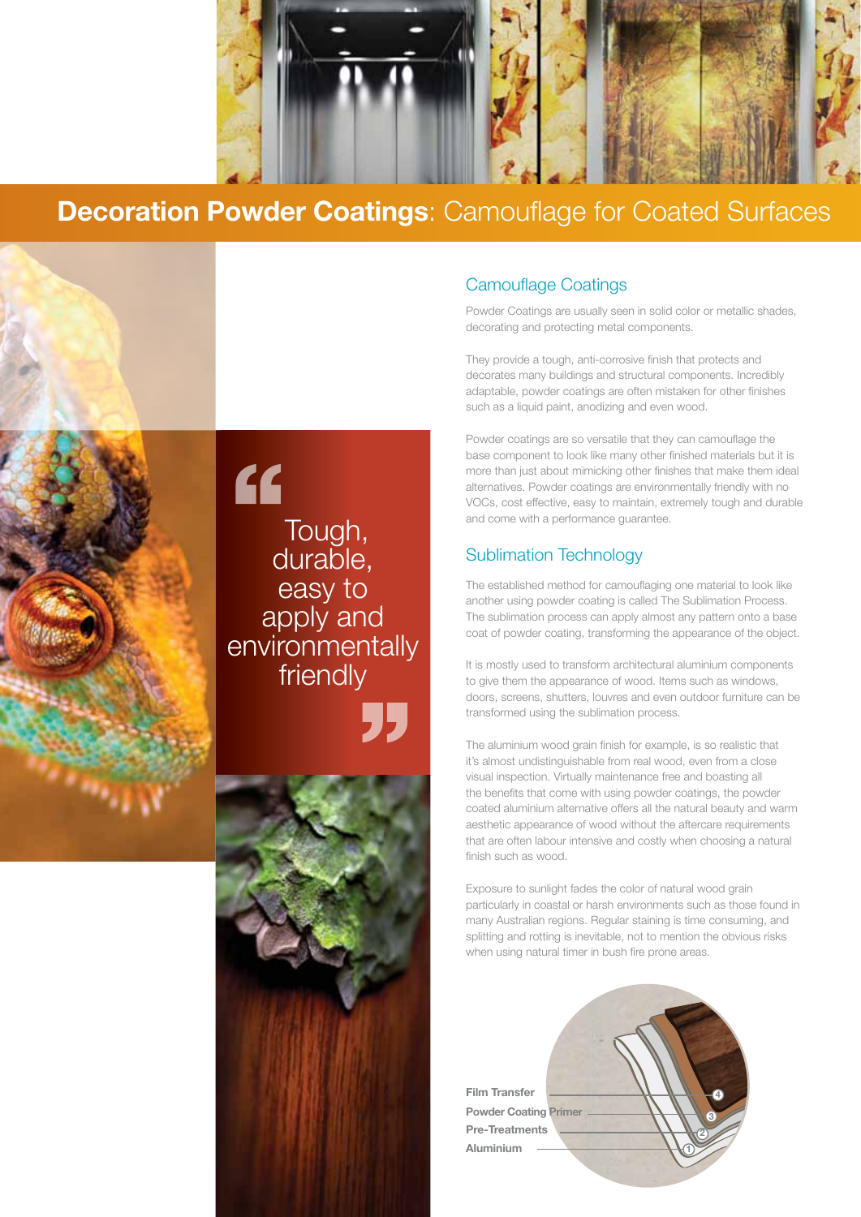# **Decoration Powder Coatings**: Camouflage for Coated Surfaces

> "Tough, durable, easy to apply and environmentally friendly"

## Camouflage Coatings

Powder Coatings are usually seen in solid color or metallic shades, decorating and protecting metal components.

They provide a tough, anti-corrosive finish that protects and decorates many buildings and structural components. Incredibly adaptable, powder coatings are often mistaken for other finishes such as a liquid paint, anodizing and even wood.

Powder coatings are so versatile that they can camouflage the base component to look like many other finished materials but it is more than just about mimicking other finishes that make them ideal alternatives. Powder coatings are environmentally friendly with no VOCs, cost effective, easy to maintain, extremely tough and durable and come with a performance guarantee.

## Sublimation Technology

The established method for camouflaging one material to look like another using powder coating is called The Sublimation Process. The sublimation process can apply almost any pattern onto a base coat of powder coating, transforming the appearance of the object.

It is mostly used to transform architectural aluminium components to give them the appearance of wood. Items such as windows, doors, screens, shutters, louvres and even outdoor furniture can be transformed using the sublimation process.

The aluminium wood grain finish for example, is so realistic that it's almost undistinguishable from real wood, even from a close visual inspection. Virtually maintenance free and boasting all the benefits that come with using powder coatings, the powder coated aluminium alternative offers all the natural beauty and warm aesthetic appearance of wood without the aftercare requirements that are often labour intensive and costly when choosing a natural finish such as wood.

Exposure to sunlight fades the color of natural wood grain particularly in coastal or harsh environments such as those found in many Australian regions. Regular staining is time consuming, and splitting and rotting is inevitable, not to mention the obvious risks when using natural timer in bush fire prone areas.

Film Transfer (4)
Powder Coating Primer (3)
Pre-Treatments (2)
Aluminium (1)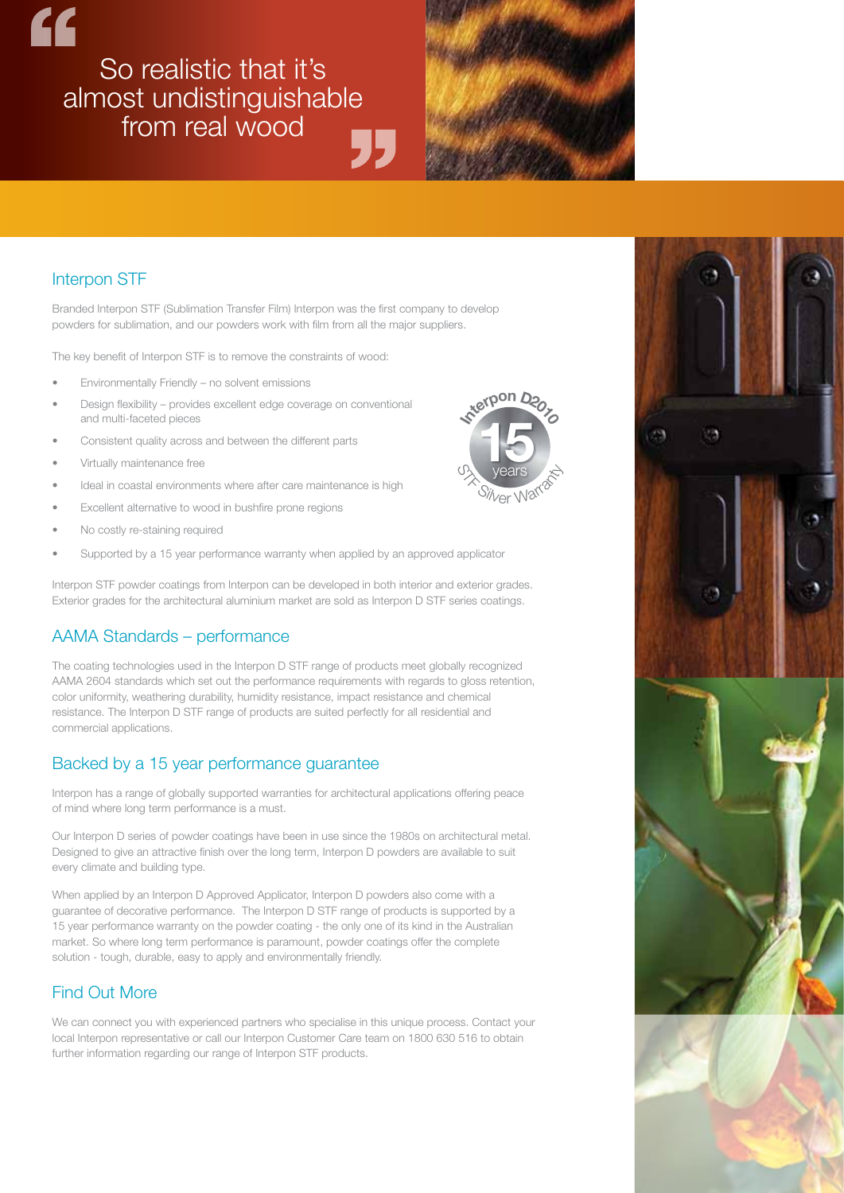> So realistic that it's almost undistinguishable from real wood

## Interpon STF

Branded Interpon STF (Sublimation Transfer Film) Interpon was the first company to develop powders for sublimation, and our powders work with film from all the major suppliers.

The key benefit of Interpon STF is to remove the constraints of wood:

- Environmentally Friendly – no solvent emissions
- Design flexibility – provides excellent edge coverage on conventional and multi-faceted pieces
- Consistent quality across and between the different parts
- Virtually maintenance free
- Ideal in coastal environments where after care maintenance is high
- Excellent alternative to wood in bushfire prone regions
- No costly re-staining required
- Supported by a 15 year performance warranty when applied by an approved applicator

Interpon D2010 15 years STF Silver Warranty

Interpon STF powder coatings from Interpon can be developed in both interior and exterior grades. Exterior grades for the architectural aluminium market are sold as Interpon D STF series coatings.

## AAMA Standards – performance

The coating technologies used in the Interpon D STF range of products meet globally recognized AAMA 2604 standards which set out the performance requirements with regards to gloss retention, color uniformity, weathering durability, humidity resistance, impact resistance and chemical resistance. The Interpon D STF range of products are suited perfectly for all residential and commercial applications.

## Backed by a 15 year performance guarantee

Interpon has a range of globally supported warranties for architectural applications offering peace of mind where long term performance is a must.

Our Interpon D series of powder coatings have been in use since the 1980s on architectural metal. Designed to give an attractive finish over the long term, Interpon D powders are available to suit every climate and building type.

When applied by an Interpon D Approved Applicator, Interpon D powders also come with a guarantee of decorative performance. The Interpon D STF range of products is supported by a 15 year performance warranty on the powder coating - the only one of its kind in the Australian market. So where long term performance is paramount, powder coatings offer the complete solution - tough, durable, easy to apply and environmentally friendly.

## Find Out More

We can connect you with experienced partners who specialise in this unique process. Contact your local Interpon representative or call our Interpon Customer Care team on 1800 630 516 to obtain further information regarding our range of Interpon STF products.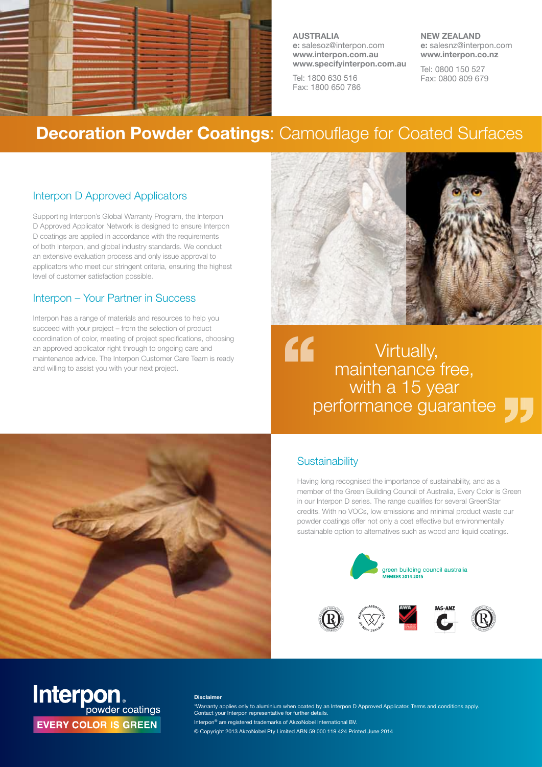**AUSTRALIA**
**e:** salesoz@interpon.com
**www.interpon.com.au**
**www.specifyinterpon.com.au**

Tel: 1800 630 516
Fax: 1800 650 786

**NEW ZEALAND**
**e:** salesnz@interpon.com
**www.interpon.co.nz**

Tel: 0800 150 527
Fax: 0800 809 679

# **Decoration Powder Coatings**: Camouflage for Coated Surfaces

## Interpon D Approved Applicators

Supporting Interpon's Global Warranty Program, the Interpon D Approved Applicator Network is designed to ensure Interpon D coatings are applied in accordance with the requirements of both Interpon, and global industry standards. We conduct an extensive evaluation process and only issue approval to applicators who meet our stringent criteria, ensuring the highest level of customer satisfaction possible.

## Interpon – Your Partner in Success

Interpon has a range of materials and resources to help you succeed with your project – from the selection of product coordination of color, meeting of project specifications, choosing an approved applicator right through to ongoing care and maintenance advice. The Interpon Customer Care Team is ready and willing to assist you with your next project.

> "Virtually, maintenance free, with a 15 year performance guarantee"

## Sustainability

Having long recognised the importance of sustainability, and as a member of the Green Building Council of Australia, Every Color is Green in our Interpon D series. The range qualifies for several GreenStar credits. With no VOCs, low emissions and minimal product waste our powder coatings offer not only a cost effective but environmentally sustainable option to alternatives such as wood and liquid coatings.

green building council australia
MEMBER 2014-2015

Interpon® powder coatings
EVERY COLOR IS GREEN

**Disclaimer**

*Warranty applies only to aluminium when coated by an Interpon D Approved Applicator. Terms and conditions apply. Contact your Interpon representative for further details.

Interpon® are registered trademarks of AkzoNobel International BV.

© Copyright 2013 AkzoNobel Pty Limited ABN 59 000 119 424 Printed June 2014